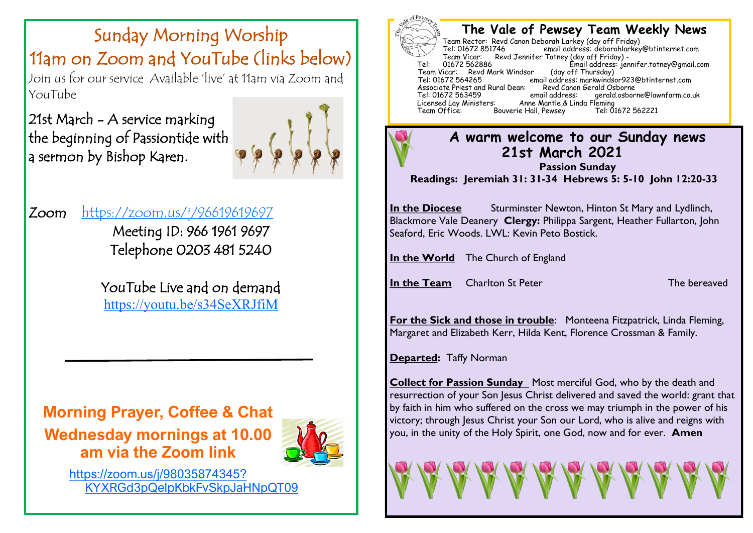# Sunday Morning Worship

## 11am on Zoom and YouTube (links below)

Join us for our service Available 'live' at 11am via Zoom and YouTube

21st March - A service marking the beginning of Passiontide with a sermon by Bishop Karen.

Zoom https://zoom.us/j/96619619697

Meeting ID: 966 1961 9697

Telephone 0203 481 5240

YouTube Live and on demand

https://youtu.be/s34SeXRJfiM

## Morning Prayer, Coffee & Chat

## Wednesday mornings at 10.00 am via the Zoom link

https://zoom.us/j/98035874345?KYXRGd3pQelpKbkFvSkpJaHNpQT09

# The Vale of Pewsey Team Weekly News

Team Rector: Revd Canon Deborah Larkey (day off Friday)
Tel: 01672 851746 email address: deborahlarkey@btinternet.com
Team Vicar: Revd Jennifer Totney (day off Friday) -
Tel: 01672 562886 Email address: jennifer.totney@gmail.com
Team Vicar: Revd Mark Windsor (day off Thursday)
Tel: 01672 564265 email address: markwindsor923@btinternet.com
Associate Priest and Rural Dean: Revd Canon Gerald Osborne
Tel: 01672 563459 email address: gerald.osborne@lawnfarm.co.uk
Licensed Lay Ministers: Anne Mantle,& Linda Fleming
Team Office: Bouverie Hall, Pewsey Tel: 01672 562221

## A warm welcome to our Sunday news 21st March 2021

**Passion Sunday**

**Readings: Jeremiah 31: 31-34 Hebrews 5: 5-10 John 12:20-33**

**In the Diocese** Sturminster Newton, Hinton St Mary and Lydlinch, Blackmore Vale Deanery **Clergy:** Philippa Sargent, Heather Fullarton, John Seaford, Eric Woods. LWL: Kevin Peto Bostick.

**In the World** The Church of England

**In the Team** Charlton St Peter The bereaved

**For the Sick and those in trouble**: Monteena Fitzpatrick, Linda Fleming, Margaret and Elizabeth Kerr, Hilda Kent, Florence Crossman & Family.

**Departed:** Taffy Norman

**Collect for Passion Sunday** Most merciful God, who by the death and resurrection of your Son Jesus Christ delivered and saved the world: grant that by faith in him who suffered on the cross we may triumph in the power of his victory; through Jesus Christ your Son our Lord, who is alive and reigns with you, in the unity of the Holy Spirit, one God, now and for ever. **Amen**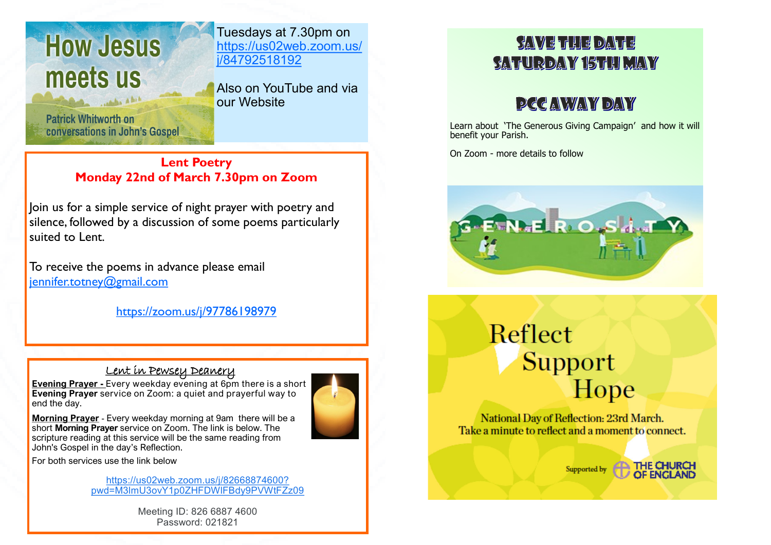## How Jesus meets us

Patrick Whitworth on conversations in John's Gospel

Tuesdays at 7.30pm on https://us02web.zoom.us/j/84792518192

Also on YouTube and via our Website

## Lent Poetry
## Monday 22nd of March 7.30pm on Zoom

Join us for a simple service of night prayer with poetry and silence, followed by a discussion of some poems particularly suited to Lent.

To receive the poems in advance please email jennifer.totney@gmail.com

https://zoom.us/j/97786198979

## Lent in Pewsey Deanery

**Evening Prayer -** Every weekday evening at 6pm there is a short **Evening Prayer** service on Zoom: a quiet and prayerful way to end the day.

**Morning Prayer** - Every weekday morning at 9am there will be a short **Morning Prayer** service on Zoom. The link is below. The scripture reading at this service will be the same reading from John's Gospel in the day's Reflection.

For both services use the link below

https://us02web.zoom.us/j/82668874600?pwd=M3lmU3ovY1p0ZHFDWlFBdy9PVWtFZz09

Meeting ID: 826 6887 4600
Password: 021821

## SAVE THE DATE
## SATURDAY 15TH MAY

## PCC AWAY DAY

Learn about 'The Generous Giving Campaign' and how it will benefit your Parish.

On Zoom - more details to follow

GENEROSITY

## Reflect Support Hope

National Day of Reflection: 23rd March.
Take a minute to reflect and a moment to connect.

Supported by THE CHURCH OF ENGLAND